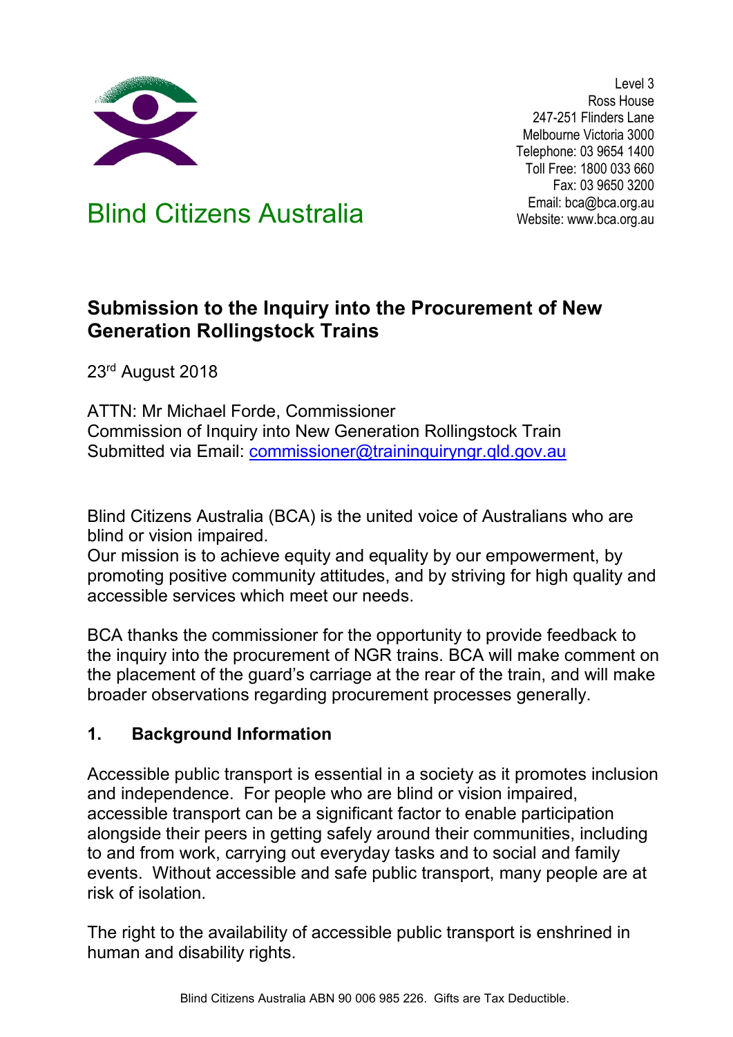Blind Citizens Australia

Level 3
Ross House
247-251 Flinders Lane
Melbourne Victoria 3000
Telephone: 03 9654 1400
Toll Free: 1800 033 660
Fax: 03 9650 3200
Email: bca@bca.org.au
Website: www.bca.org.au

# Submission to the Inquiry into the Procurement of New Generation Rollingstock Trains

23rd August 2018

ATTN: Mr Michael Forde, Commissioner
Commission of Inquiry into New Generation Rollingstock Train
Submitted via Email: commissioner@traininquiryngr.qld.gov.au

Blind Citizens Australia (BCA) is the united voice of Australians who are blind or vision impaired.
Our mission is to achieve equity and equality by our empowerment, by promoting positive community attitudes, and by striving for high quality and accessible services which meet our needs.

BCA thanks the commissioner for the opportunity to provide feedback to the inquiry into the procurement of NGR trains. BCA will make comment on the placement of the guard's carriage at the rear of the train, and will make broader observations regarding procurement processes generally.

## 1. Background Information

Accessible public transport is essential in a society as it promotes inclusion and independence. For people who are blind or vision impaired, accessible transport can be a significant factor to enable participation alongside their peers in getting safely around their communities, including to and from work, carrying out everyday tasks and to social and family events. Without accessible and safe public transport, many people are at risk of isolation.

The right to the availability of accessible public transport is enshrined in human and disability rights.

Blind Citizens Australia ABN 90 006 985 226. Gifts are Tax Deductible.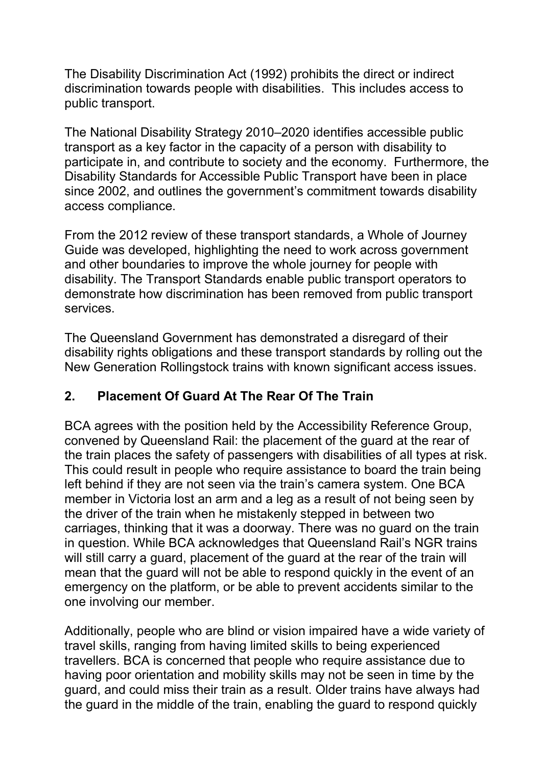The Disability Discrimination Act (1992) prohibits the direct or indirect discrimination towards people with disabilities. This includes access to public transport.

The National Disability Strategy 2010–2020 identifies accessible public transport as a key factor in the capacity of a person with disability to participate in, and contribute to society and the economy. Furthermore, the Disability Standards for Accessible Public Transport have been in place since 2002, and outlines the government's commitment towards disability access compliance.

From the 2012 review of these transport standards, a Whole of Journey Guide was developed, highlighting the need to work across government and other boundaries to improve the whole journey for people with disability. The Transport Standards enable public transport operators to demonstrate how discrimination has been removed from public transport services.

The Queensland Government has demonstrated a disregard of their disability rights obligations and these transport standards by rolling out the New Generation Rollingstock trains with known significant access issues.

## 2. Placement Of Guard At The Rear Of The Train

BCA agrees with the position held by the Accessibility Reference Group, convened by Queensland Rail: the placement of the guard at the rear of the train places the safety of passengers with disabilities of all types at risk. This could result in people who require assistance to board the train being left behind if they are not seen via the train's camera system. One BCA member in Victoria lost an arm and a leg as a result of not being seen by the driver of the train when he mistakenly stepped in between two carriages, thinking that it was a doorway. There was no guard on the train in question. While BCA acknowledges that Queensland Rail's NGR trains will still carry a guard, placement of the guard at the rear of the train will mean that the guard will not be able to respond quickly in the event of an emergency on the platform, or be able to prevent accidents similar to the one involving our member.

Additionally, people who are blind or vision impaired have a wide variety of travel skills, ranging from having limited skills to being experienced travellers. BCA is concerned that people who require assistance due to having poor orientation and mobility skills may not be seen in time by the guard, and could miss their train as a result. Older trains have always had the guard in the middle of the train, enabling the guard to respond quickly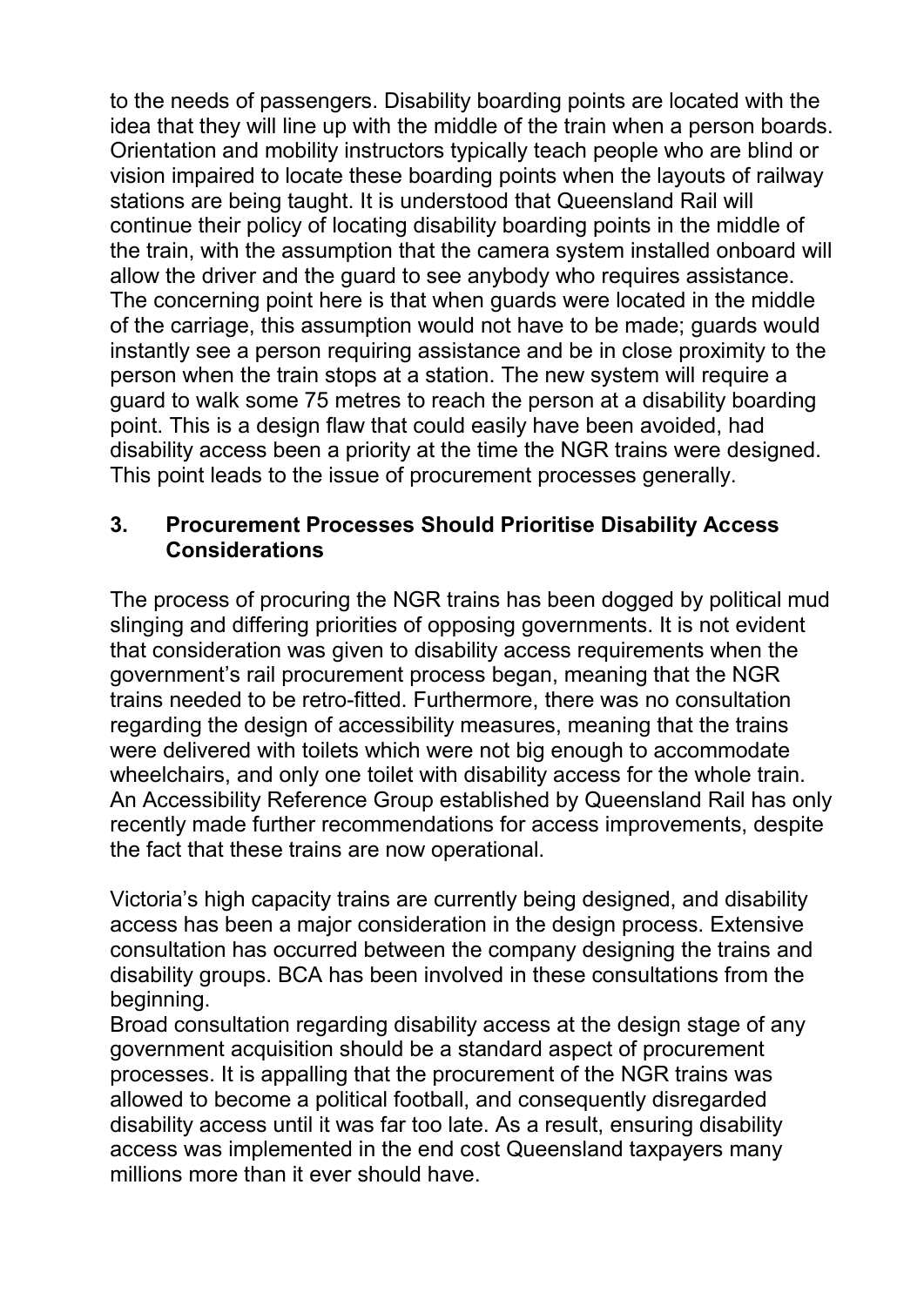to the needs of passengers. Disability boarding points are located with the idea that they will line up with the middle of the train when a person boards. Orientation and mobility instructors typically teach people who are blind or vision impaired to locate these boarding points when the layouts of railway stations are being taught. It is understood that Queensland Rail will continue their policy of locating disability boarding points in the middle of the train, with the assumption that the camera system installed onboard will allow the driver and the guard to see anybody who requires assistance. The concerning point here is that when guards were located in the middle of the carriage, this assumption would not have to be made; guards would instantly see a person requiring assistance and be in close proximity to the person when the train stops at a station. The new system will require a guard to walk some 75 metres to reach the person at a disability boarding point. This is a design flaw that could easily have been avoided, had disability access been a priority at the time the NGR trains were designed. This point leads to the issue of procurement processes generally.

## 3. Procurement Processes Should Prioritise Disability Access Considerations

The process of procuring the NGR trains has been dogged by political mud slinging and differing priorities of opposing governments. It is not evident that consideration was given to disability access requirements when the government's rail procurement process began, meaning that the NGR trains needed to be retro-fitted. Furthermore, there was no consultation regarding the design of accessibility measures, meaning that the trains were delivered with toilets which were not big enough to accommodate wheelchairs, and only one toilet with disability access for the whole train. An Accessibility Reference Group established by Queensland Rail has only recently made further recommendations for access improvements, despite the fact that these trains are now operational.

Victoria's high capacity trains are currently being designed, and disability access has been a major consideration in the design process. Extensive consultation has occurred between the company designing the trains and disability groups. BCA has been involved in these consultations from the beginning.

Broad consultation regarding disability access at the design stage of any government acquisition should be a standard aspect of procurement processes. It is appalling that the procurement of the NGR trains was allowed to become a political football, and consequently disregarded disability access until it was far too late. As a result, ensuring disability access was implemented in the end cost Queensland taxpayers many millions more than it ever should have.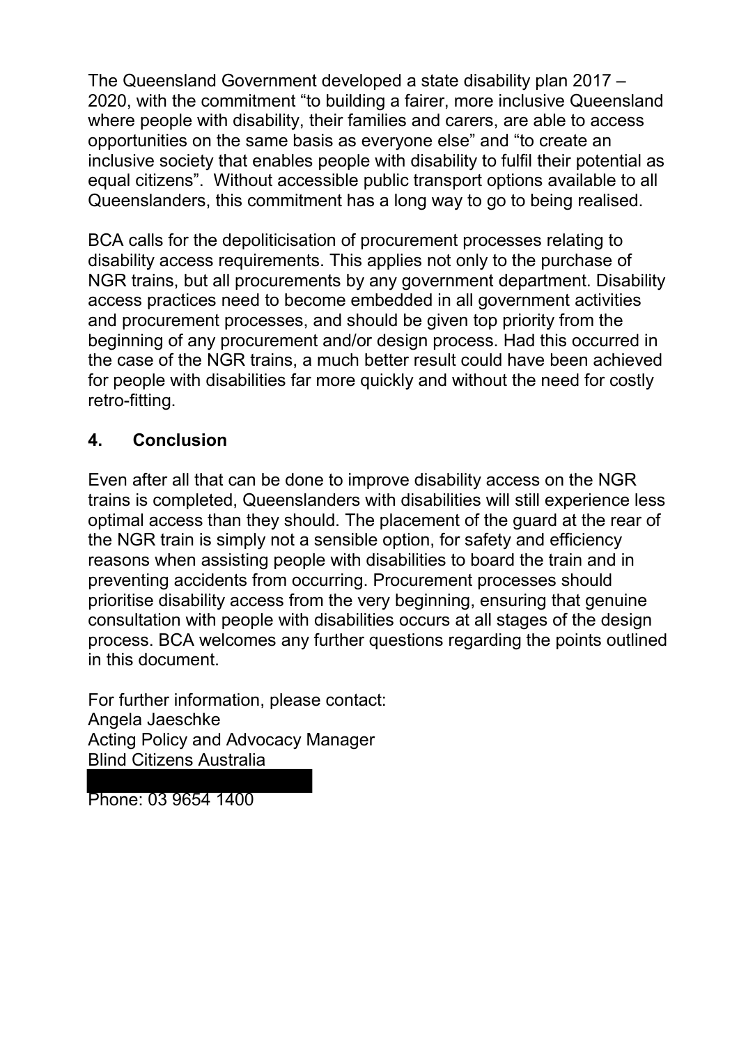The Queensland Government developed a state disability plan 2017 – 2020, with the commitment "to building a fairer, more inclusive Queensland where people with disability, their families and carers, are able to access opportunities on the same basis as everyone else" and "to create an inclusive society that enables people with disability to fulfil their potential as equal citizens". Without accessible public transport options available to all Queenslanders, this commitment has a long way to go to being realised.

BCA calls for the depoliticisation of procurement processes relating to disability access requirements. This applies not only to the purchase of NGR trains, but all procurements by any government department. Disability access practices need to become embedded in all government activities and procurement processes, and should be given top priority from the beginning of any procurement and/or design process. Had this occurred in the case of the NGR trains, a much better result could have been achieved for people with disabilities far more quickly and without the need for costly retro-fitting.

## 4. Conclusion

Even after all that can be done to improve disability access on the NGR trains is completed, Queenslanders with disabilities will still experience less optimal access than they should. The placement of the guard at the rear of the NGR train is simply not a sensible option, for safety and efficiency reasons when assisting people with disabilities to board the train and in preventing accidents from occurring. Procurement processes should prioritise disability access from the very beginning, ensuring that genuine consultation with people with disabilities occurs at all stages of the design process. BCA welcomes any further questions regarding the points outlined in this document.

For further information, please contact:
Angela Jaeschke
Acting Policy and Advocacy Manager
Blind Citizens Australia

Phone: 03 9654 1400